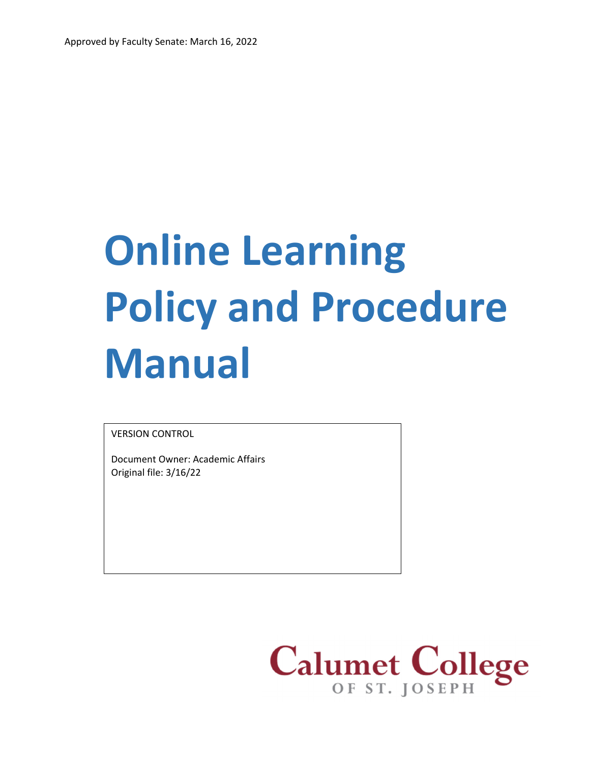Approved by Faculty Senate: March 16, 2022

# Online Learning Policy and Procedure Manual

VERSION CONTROL

Document Owner: Academic Affairs
Original file: 3/16/22

Calumet College
OF ST. JOSEPH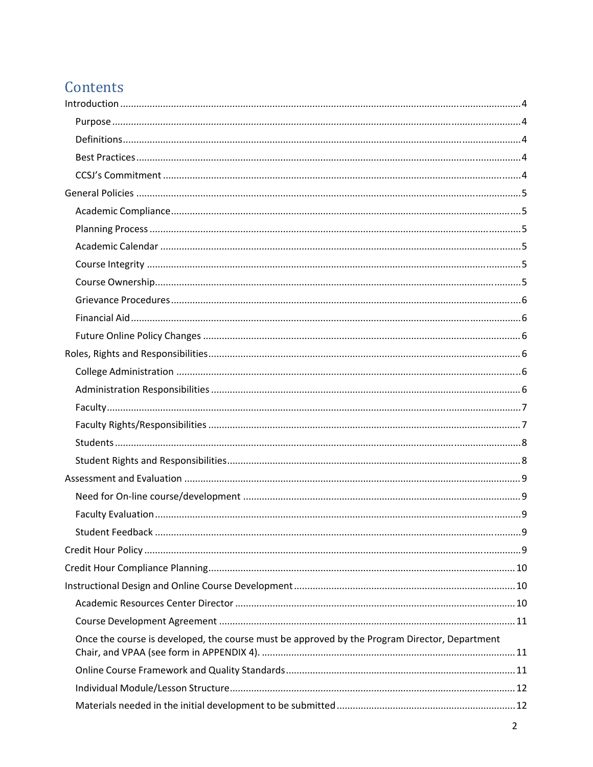# Contents

- Introduction ..... 4
  - Purpose ..... 4
  - Definitions ..... 4
  - Best Practices ..... 4
  - CCSJ's Commitment ..... 4
- General Policies ..... 5
  - Academic Compliance ..... 5
  - Planning Process ..... 5
  - Academic Calendar ..... 5
  - Course Integrity ..... 5
  - Course Ownership ..... 5
  - Grievance Procedures ..... 6
  - Financial Aid ..... 6
  - Future Online Policy Changes ..... 6
- Roles, Rights and Responsibilities ..... 6
  - College Administration ..... 6
  - Administration Responsibilities ..... 6
  - Faculty ..... 7
  - Faculty Rights/Responsibilities ..... 7
  - Students ..... 8
  - Student Rights and Responsibilities ..... 8
- Assessment and Evaluation ..... 9
  - Need for On-line course/development ..... 9
  - Faculty Evaluation ..... 9
  - Student Feedback ..... 9
- Credit Hour Policy ..... 9
- Credit Hour Compliance Planning ..... 10
- Instructional Design and Online Course Development ..... 10
  - Academic Resources Center Director ..... 10
  - Course Development Agreement ..... 11
  - Once the course is developed, the course must be approved by the Program Director, Department Chair, and VPAA (see form in APPENDIX 4). ..... 11
  - Online Course Framework and Quality Standards ..... 11
  - Individual Module/Lesson Structure ..... 12
  - Materials needed in the initial development to be submitted ..... 12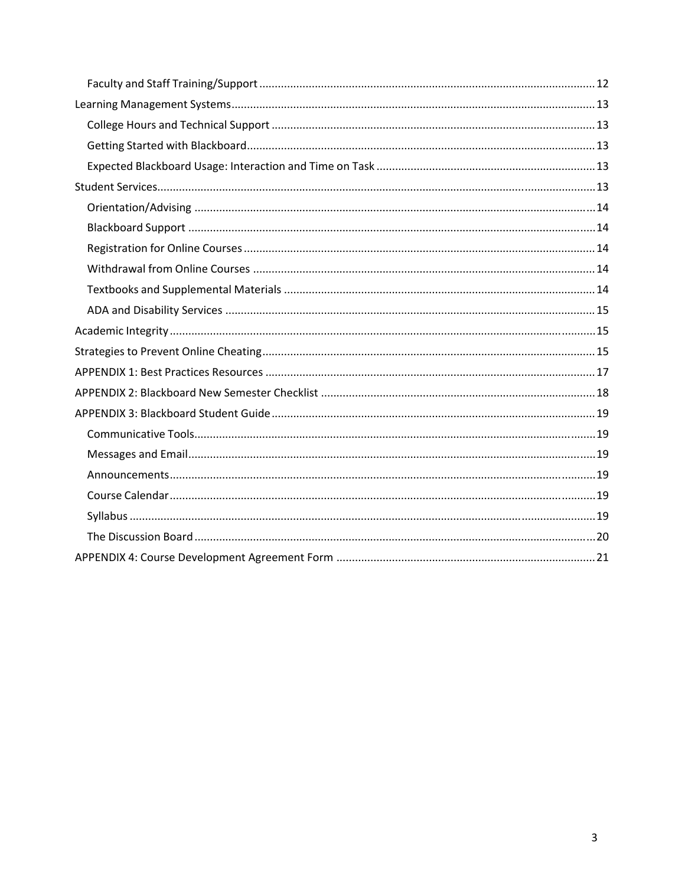- Faculty and Staff Training/Support ... 12

Learning Management Systems ... 13

- College Hours and Technical Support ... 13
- Getting Started with Blackboard ... 13
- Expected Blackboard Usage: Interaction and Time on Task ... 13

Student Services ... 13

- Orientation/Advising ... 14
- Blackboard Support ... 14
- Registration for Online Courses ... 14
- Withdrawal from Online Courses ... 14
- Textbooks and Supplemental Materials ... 14
- ADA and Disability Services ... 15

Academic Integrity ... 15

Strategies to Prevent Online Cheating ... 15

APPENDIX 1: Best Practices Resources ... 17

APPENDIX 2: Blackboard New Semester Checklist ... 18

APPENDIX 3: Blackboard Student Guide ... 19

- Communicative Tools ... 19
- Messages and Email ... 19
- Announcements ... 19
- Course Calendar ... 19
- Syllabus ... 19
- The Discussion Board ... 20

APPENDIX 4: Course Development Agreement Form ... 21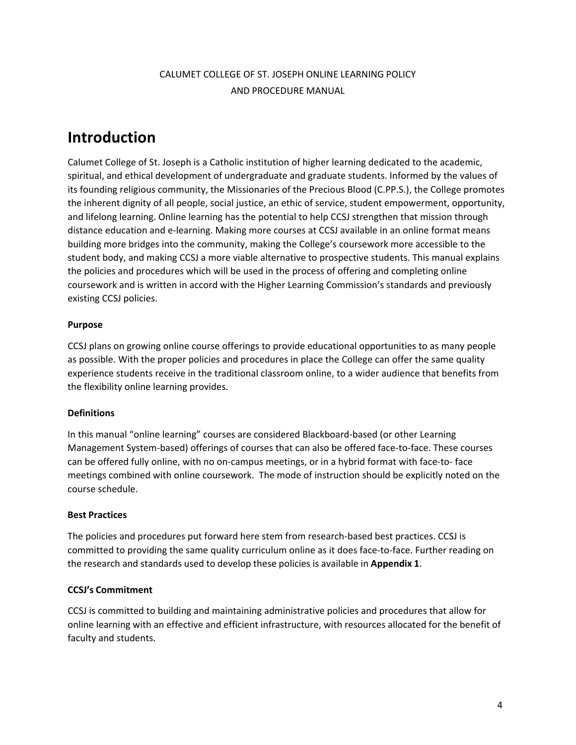CALUMET COLLEGE OF ST. JOSEPH ONLINE LEARNING POLICY
AND PROCEDURE MANUAL

# Introduction

Calumet College of St. Joseph is a Catholic institution of higher learning dedicated to the academic, spiritual, and ethical development of undergraduate and graduate students. Informed by the values of its founding religious community, the Missionaries of the Precious Blood (C.PP.S.), the College promotes the inherent dignity of all people, social justice, an ethic of service, student empowerment, opportunity, and lifelong learning. Online learning has the potential to help CCSJ strengthen that mission through distance education and e-learning. Making more courses at CCSJ available in an online format means building more bridges into the community, making the College's coursework more accessible to the student body, and making CCSJ a more viable alternative to prospective students. This manual explains the policies and procedures which will be used in the process of offering and completing online coursework and is written in accord with the Higher Learning Commission's standards and previously existing CCSJ policies.

**Purpose**

CCSJ plans on growing online course offerings to provide educational opportunities to as many people as possible. With the proper policies and procedures in place the College can offer the same quality experience students receive in the traditional classroom online, to a wider audience that benefits from the flexibility online learning provides.

**Definitions**

In this manual "online learning" courses are considered Blackboard-based (or other Learning Management System-based) offerings of courses that can also be offered face-to-face. These courses can be offered fully online, with no on-campus meetings, or in a hybrid format with face-to- face meetings combined with online coursework. The mode of instruction should be explicitly noted on the course schedule.

**Best Practices**

The policies and procedures put forward here stem from research-based best practices. CCSJ is committed to providing the same quality curriculum online as it does face-to-face. Further reading on the research and standards used to develop these policies is available in **Appendix 1**.

**CCSJ's Commitment**

CCSJ is committed to building and maintaining administrative policies and procedures that allow for online learning with an effective and efficient infrastructure, with resources allocated for the benefit of faculty and students.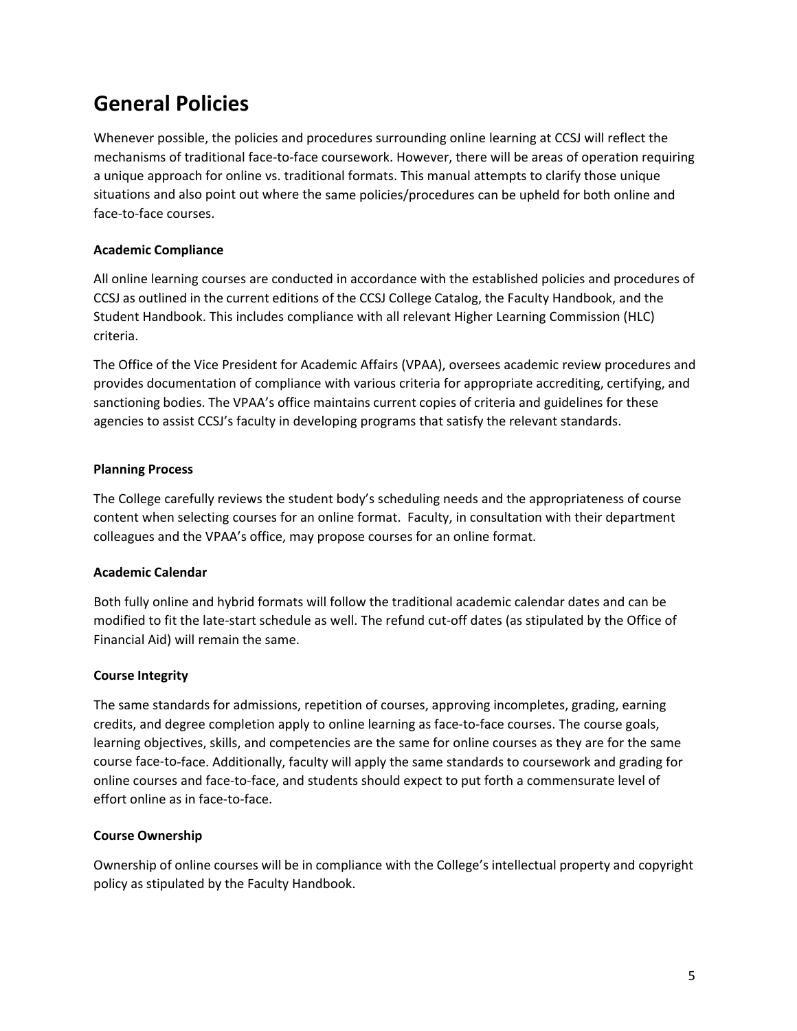# General Policies

Whenever possible, the policies and procedures surrounding online learning at CCSJ will reflect the mechanisms of traditional face-to-face coursework. However, there will be areas of operation requiring a unique approach for online vs. traditional formats. This manual attempts to clarify those unique situations and also point out where the same policies/procedures can be upheld for both online and face-to-face courses.

### Academic Compliance

All online learning courses are conducted in accordance with the established policies and procedures of CCSJ as outlined in the current editions of the CCSJ College Catalog, the Faculty Handbook, and the Student Handbook. This includes compliance with all relevant Higher Learning Commission (HLC) criteria.

The Office of the Vice President for Academic Affairs (VPAA), oversees academic review procedures and provides documentation of compliance with various criteria for appropriate accrediting, certifying, and sanctioning bodies. The VPAA's office maintains current copies of criteria and guidelines for these agencies to assist CCSJ's faculty in developing programs that satisfy the relevant standards.

### Planning Process

The College carefully reviews the student body's scheduling needs and the appropriateness of course content when selecting courses for an online format. Faculty, in consultation with their department colleagues and the VPAA's office, may propose courses for an online format.

### Academic Calendar

Both fully online and hybrid formats will follow the traditional academic calendar dates and can be modified to fit the late-start schedule as well. The refund cut-off dates (as stipulated by the Office of Financial Aid) will remain the same.

### Course Integrity

The same standards for admissions, repetition of courses, approving incompletes, grading, earning credits, and degree completion apply to online learning as face-to-face courses. The course goals, learning objectives, skills, and competencies are the same for online courses as they are for the same course face-to-face. Additionally, faculty will apply the same standards to coursework and grading for online courses and face-to-face, and students should expect to put forth a commensurate level of effort online as in face-to-face.

### Course Ownership

Ownership of online courses will be in compliance with the College's intellectual property and copyright policy as stipulated by the Faculty Handbook.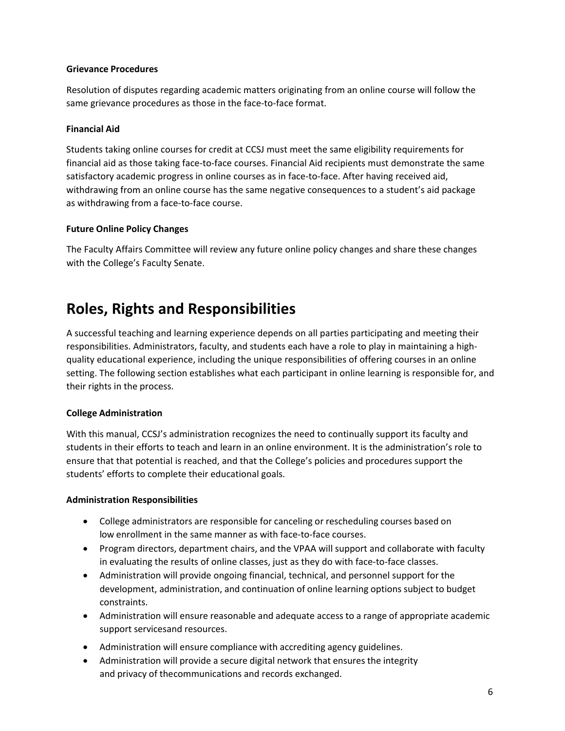### Grievance Procedures

Resolution of disputes regarding academic matters originating from an online course will follow the same grievance procedures as those in the face-to-face format.

### Financial Aid

Students taking online courses for credit at CCSJ must meet the same eligibility requirements for financial aid as those taking face-to-face courses. Financial Aid recipients must demonstrate the same satisfactory academic progress in online courses as in face-to-face. After having received aid, withdrawing from an online course has the same negative consequences to a student's aid package as withdrawing from a face-to-face course.

### Future Online Policy Changes

The Faculty Affairs Committee will review any future online policy changes and share these changes with the College's Faculty Senate.

# Roles, Rights and Responsibilities

A successful teaching and learning experience depends on all parties participating and meeting their responsibilities. Administrators, faculty, and students each have a role to play in maintaining a high-quality educational experience, including the unique responsibilities of offering courses in an online setting. The following section establishes what each participant in online learning is responsible for, and their rights in the process.

### College Administration

With this manual, CCSJ's administration recognizes the need to continually support its faculty and students in their efforts to teach and learn in an online environment. It is the administration's role to ensure that that potential is reached, and that the College's policies and procedures support the students' efforts to complete their educational goals.

### Administration Responsibilities

- College administrators are responsible for canceling or rescheduling courses based on low enrollment in the same manner as with face-to-face courses.
- Program directors, department chairs, and the VPAA will support and collaborate with faculty in evaluating the results of online classes, just as they do with face-to-face classes.
- Administration will provide ongoing financial, technical, and personnel support for the development, administration, and continuation of online learning options subject to budget constraints.
- Administration will ensure reasonable and adequate access to a range of appropriate academic support servicesand resources.
- Administration will ensure compliance with accrediting agency guidelines.
- Administration will provide a secure digital network that ensures the integrity and privacy of thecommunications and records exchanged.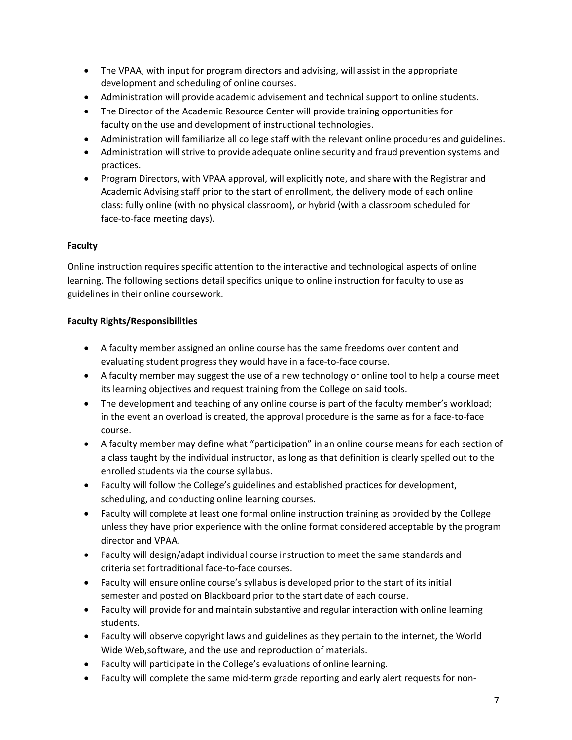- The VPAA, with input for program directors and advising, will assist in the appropriate development and scheduling of online courses.
- Administration will provide academic advisement and technical support to online students.
- The Director of the Academic Resource Center will provide training opportunities for faculty on the use and development of instructional technologies.
- Administration will familiarize all college staff with the relevant online procedures and guidelines.
- Administration will strive to provide adequate online security and fraud prevention systems and practices.
- Program Directors, with VPAA approval, will explicitly note, and share with the Registrar and Academic Advising staff prior to the start of enrollment, the delivery mode of each online class: fully online (with no physical classroom), or hybrid (with a classroom scheduled for face-to-face meeting days).

**Faculty**

Online instruction requires specific attention to the interactive and technological aspects of online learning. The following sections detail specifics unique to online instruction for faculty to use as guidelines in their online coursework.

**Faculty Rights/Responsibilities**

- A faculty member assigned an online course has the same freedoms over content and evaluating student progress they would have in a face-to-face course.
- A faculty member may suggest the use of a new technology or online tool to help a course meet its learning objectives and request training from the College on said tools.
- The development and teaching of any online course is part of the faculty member's workload; in the event an overload is created, the approval procedure is the same as for a face-to-face course.
- A faculty member may define what "participation" in an online course means for each section of a class taught by the individual instructor, as long as that definition is clearly spelled out to the enrolled students via the course syllabus.
- Faculty will follow the College's guidelines and established practices for development, scheduling, and conducting online learning courses.
- Faculty will complete at least one formal online instruction training as provided by the College unless they have prior experience with the online format considered acceptable by the program director and VPAA.
- Faculty will design/adapt individual course instruction to meet the same standards and criteria set fortraditional face-to-face courses.
- Faculty will ensure online course's syllabus is developed prior to the start of its initial semester and posted on Blackboard prior to the start date of each course.
- Faculty will provide for and maintain substantive and regular interaction with online learning students.
- Faculty will observe copyright laws and guidelines as they pertain to the internet, the World Wide Web,software, and the use and reproduction of materials.
- Faculty will participate in the College's evaluations of online learning.
- Faculty will complete the same mid-term grade reporting and early alert requests for non-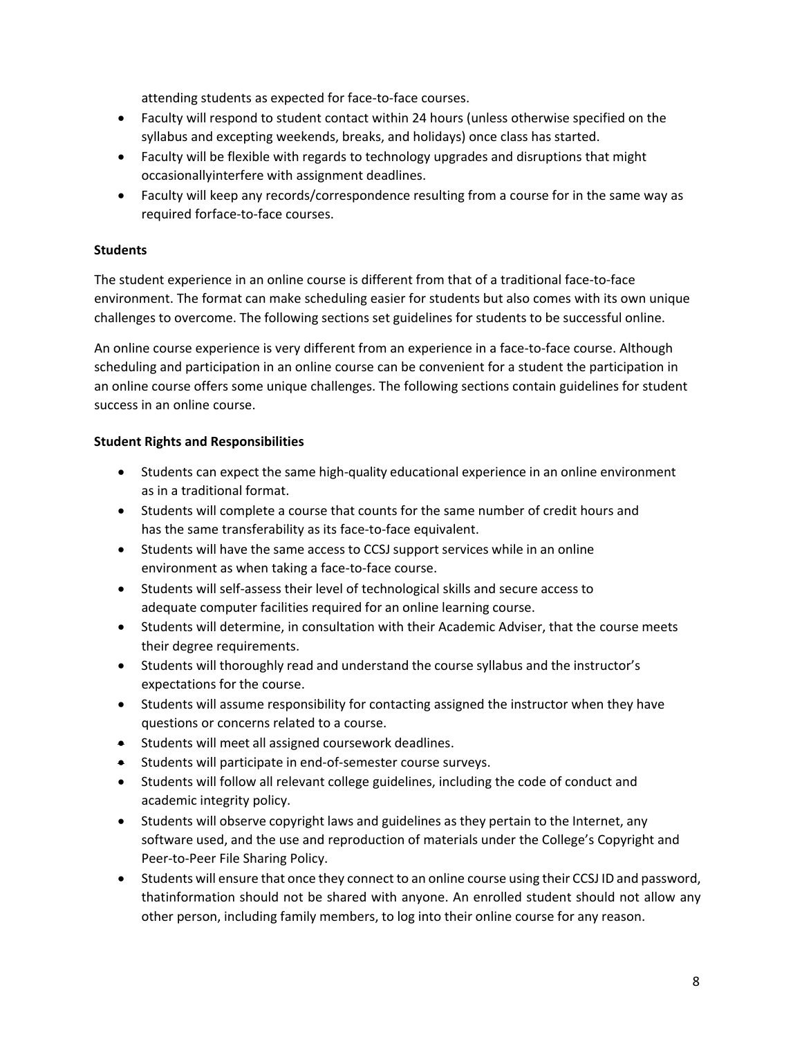attending students as expected for face-to-face courses.

- Faculty will respond to student contact within 24 hours (unless otherwise specified on the syllabus and excepting weekends, breaks, and holidays) once class has started.
- Faculty will be flexible with regards to technology upgrades and disruptions that might occasionallyinterfere with assignment deadlines.
- Faculty will keep any records/correspondence resulting from a course for in the same way as required forface-to-face courses.

**Students**

The student experience in an online course is different from that of a traditional face-to-face environment. The format can make scheduling easier for students but also comes with its own unique challenges to overcome. The following sections set guidelines for students to be successful online.

An online course experience is very different from an experience in a face-to-face course. Although scheduling and participation in an online course can be convenient for a student the participation in an online course offers some unique challenges. The following sections contain guidelines for student success in an online course.

**Student Rights and Responsibilities**

- Students can expect the same high-quality educational experience in an online environment as in a traditional format.
- Students will complete a course that counts for the same number of credit hours and has the same transferability as its face-to-face equivalent.
- Students will have the same access to CCSJ support services while in an online environment as when taking a face-to-face course.
- Students will self-assess their level of technological skills and secure access to adequate computer facilities required for an online learning course.
- Students will determine, in consultation with their Academic Adviser, that the course meets their degree requirements.
- Students will thoroughly read and understand the course syllabus and the instructor's expectations for the course.
- Students will assume responsibility for contacting assigned the instructor when they have questions or concerns related to a course.
- Students will meet all assigned coursework deadlines.
- Students will participate in end-of-semester course surveys.
- Students will follow all relevant college guidelines, including the code of conduct and academic integrity policy.
- Students will observe copyright laws and guidelines as they pertain to the Internet, any software used, and the use and reproduction of materials under the College's Copyright and Peer-to-Peer File Sharing Policy.
- Students will ensure that once they connect to an online course using their CCSJ ID and password, thatinformation should not be shared with anyone. An enrolled student should not allow any other person, including family members, to log into their online course for any reason.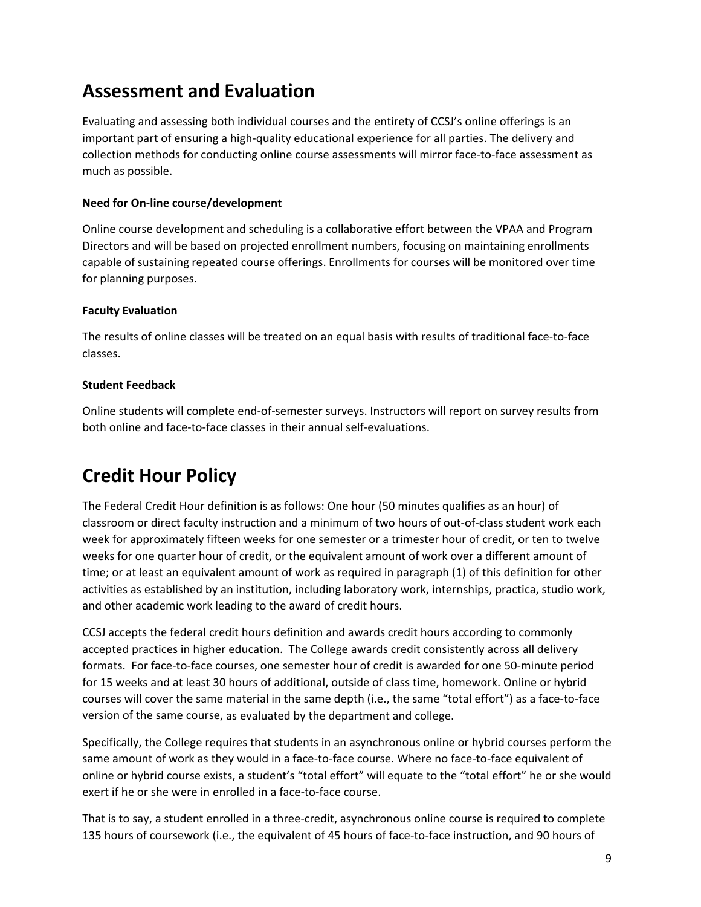# Assessment and Evaluation

Evaluating and assessing both individual courses and the entirety of CCSJ's online offerings is an important part of ensuring a high-quality educational experience for all parties. The delivery and collection methods for conducting online course assessments will mirror face-to-face assessment as much as possible.

### Need for On-line course/development

Online course development and scheduling is a collaborative effort between the VPAA and Program Directors and will be based on projected enrollment numbers, focusing on maintaining enrollments capable of sustaining repeated course offerings. Enrollments for courses will be monitored over time for planning purposes.

### Faculty Evaluation

The results of online classes will be treated on an equal basis with results of traditional face-to-face classes.

### Student Feedback

Online students will complete end-of-semester surveys. Instructors will report on survey results from both online and face-to-face classes in their annual self-evaluations.

# Credit Hour Policy

The Federal Credit Hour definition is as follows: One hour (50 minutes qualifies as an hour) of classroom or direct faculty instruction and a minimum of two hours of out-of-class student work each week for approximately fifteen weeks for one semester or a trimester hour of credit, or ten to twelve weeks for one quarter hour of credit, or the equivalent amount of work over a different amount of time; or at least an equivalent amount of work as required in paragraph (1) of this definition for other activities as established by an institution, including laboratory work, internships, practica, studio work, and other academic work leading to the award of credit hours.

CCSJ accepts the federal credit hours definition and awards credit hours according to commonly accepted practices in higher education. The College awards credit consistently across all delivery formats. For face-to-face courses, one semester hour of credit is awarded for one 50-minute period for 15 weeks and at least 30 hours of additional, outside of class time, homework. Online or hybrid courses will cover the same material in the same depth (i.e., the same "total effort") as a face-to-face version of the same course, as evaluated by the department and college.

Specifically, the College requires that students in an asynchronous online or hybrid courses perform the same amount of work as they would in a face-to-face course. Where no face-to-face equivalent of online or hybrid course exists, a student's "total effort" will equate to the "total effort" he or she would exert if he or she were in enrolled in a face-to-face course.

That is to say, a student enrolled in a three-credit, asynchronous online course is required to complete 135 hours of coursework (i.e., the equivalent of 45 hours of face-to-face instruction, and 90 hours of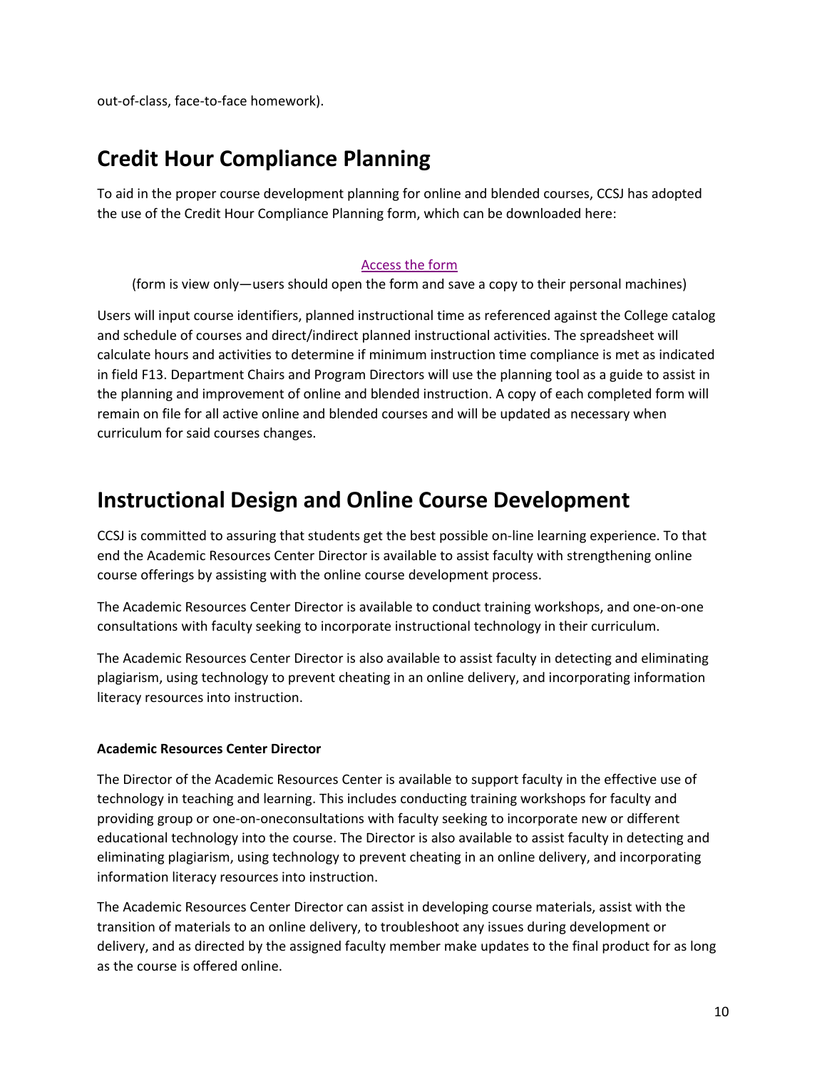out-of-class, face-to-face homework).

## Credit Hour Compliance Planning

To aid in the proper course development planning for online and blended courses, CCSJ has adopted the use of the Credit Hour Compliance Planning form, which can be downloaded here:

Access the form
(form is view only—users should open the form and save a copy to their personal machines)

Users will input course identifiers, planned instructional time as referenced against the College catalog and schedule of courses and direct/indirect planned instructional activities. The spreadsheet will calculate hours and activities to determine if minimum instruction time compliance is met as indicated in field F13. Department Chairs and Program Directors will use the planning tool as a guide to assist in the planning and improvement of online and blended instruction. A copy of each completed form will remain on file for all active online and blended courses and will be updated as necessary when curriculum for said courses changes.

## Instructional Design and Online Course Development

CCSJ is committed to assuring that students get the best possible on-line learning experience. To that end the Academic Resources Center Director is available to assist faculty with strengthening online course offerings by assisting with the online course development process.

The Academic Resources Center Director is available to conduct training workshops, and one-on-one consultations with faculty seeking to incorporate instructional technology in their curriculum.

The Academic Resources Center Director is also available to assist faculty in detecting and eliminating plagiarism, using technology to prevent cheating in an online delivery, and incorporating information literacy resources into instruction.

**Academic Resources Center Director**

The Director of the Academic Resources Center is available to support faculty in the effective use of technology in teaching and learning. This includes conducting training workshops for faculty and providing group or one-on-oneconsultations with faculty seeking to incorporate new or different educational technology into the course. The Director is also available to assist faculty in detecting and eliminating plagiarism, using technology to prevent cheating in an online delivery, and incorporating information literacy resources into instruction.

The Academic Resources Center Director can assist in developing course materials, assist with the transition of materials to an online delivery, to troubleshoot any issues during development or delivery, and as directed by the assigned faculty member make updates to the final product for as long as the course is offered online.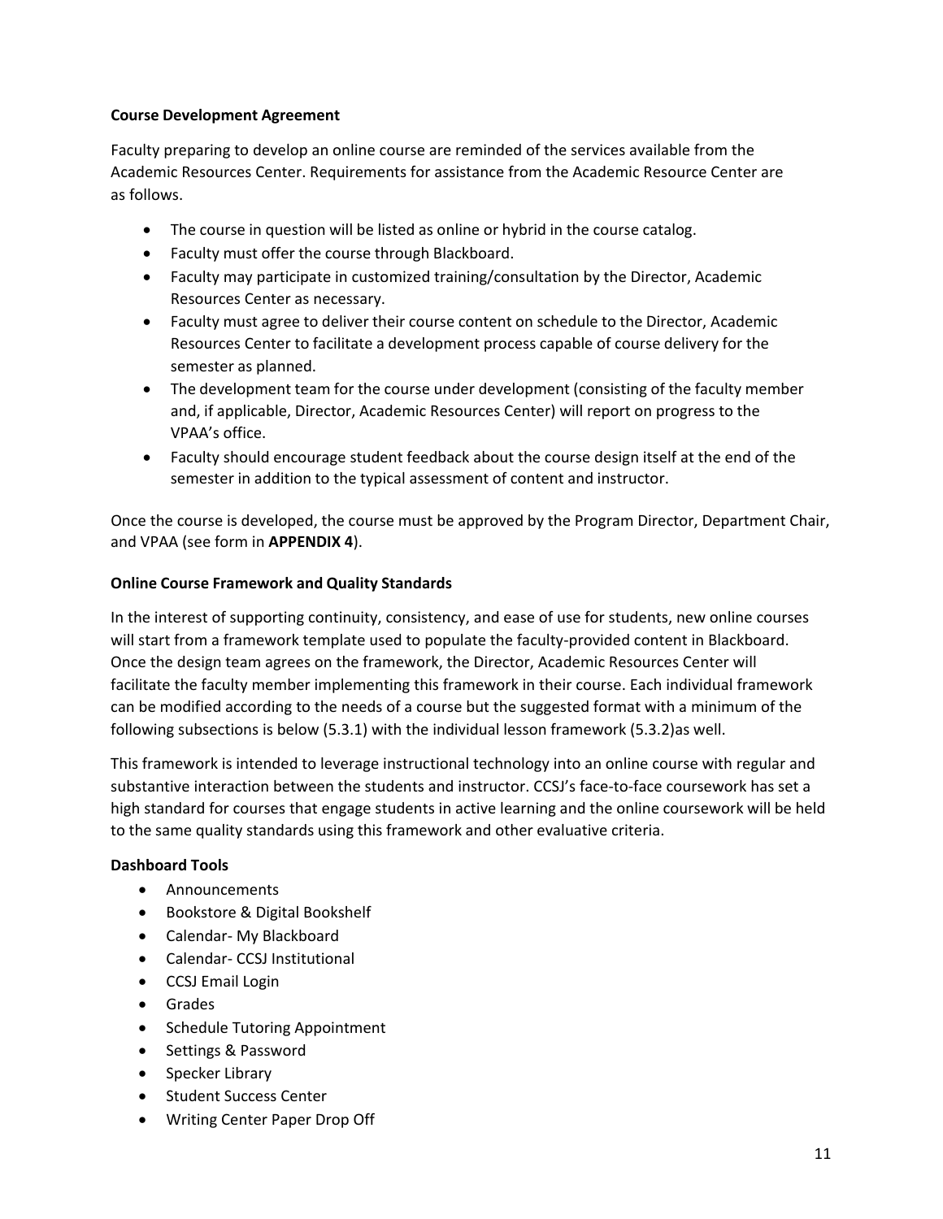**Course Development Agreement**

Faculty preparing to develop an online course are reminded of the services available from the Academic Resources Center. Requirements for assistance from the Academic Resource Center are as follows.

- The course in question will be listed as online or hybrid in the course catalog.
- Faculty must offer the course through Blackboard.
- Faculty may participate in customized training/consultation by the Director, Academic Resources Center as necessary.
- Faculty must agree to deliver their course content on schedule to the Director, Academic Resources Center to facilitate a development process capable of course delivery for the semester as planned.
- The development team for the course under development (consisting of the faculty member and, if applicable, Director, Academic Resources Center) will report on progress to the VPAA's office.
- Faculty should encourage student feedback about the course design itself at the end of the semester in addition to the typical assessment of content and instructor.

Once the course is developed, the course must be approved by the Program Director, Department Chair, and VPAA (see form in **APPENDIX 4**).

**Online Course Framework and Quality Standards**

In the interest of supporting continuity, consistency, and ease of use for students, new online courses will start from a framework template used to populate the faculty-provided content in Blackboard. Once the design team agrees on the framework, the Director, Academic Resources Center will facilitate the faculty member implementing this framework in their course. Each individual framework can be modified according to the needs of a course but the suggested format with a minimum of the following subsections is below (5.3.1) with the individual lesson framework (5.3.2)as well.

This framework is intended to leverage instructional technology into an online course with regular and substantive interaction between the students and instructor. CCSJ's face-to-face coursework has set a high standard for courses that engage students in active learning and the online coursework will be held to the same quality standards using this framework and other evaluative criteria.

**Dashboard Tools**

- Announcements
- Bookstore & Digital Bookshelf
- Calendar- My Blackboard
- Calendar- CCSJ Institutional
- CCSJ Email Login
- Grades
- Schedule Tutoring Appointment
- Settings & Password
- Specker Library
- Student Success Center
- Writing Center Paper Drop Off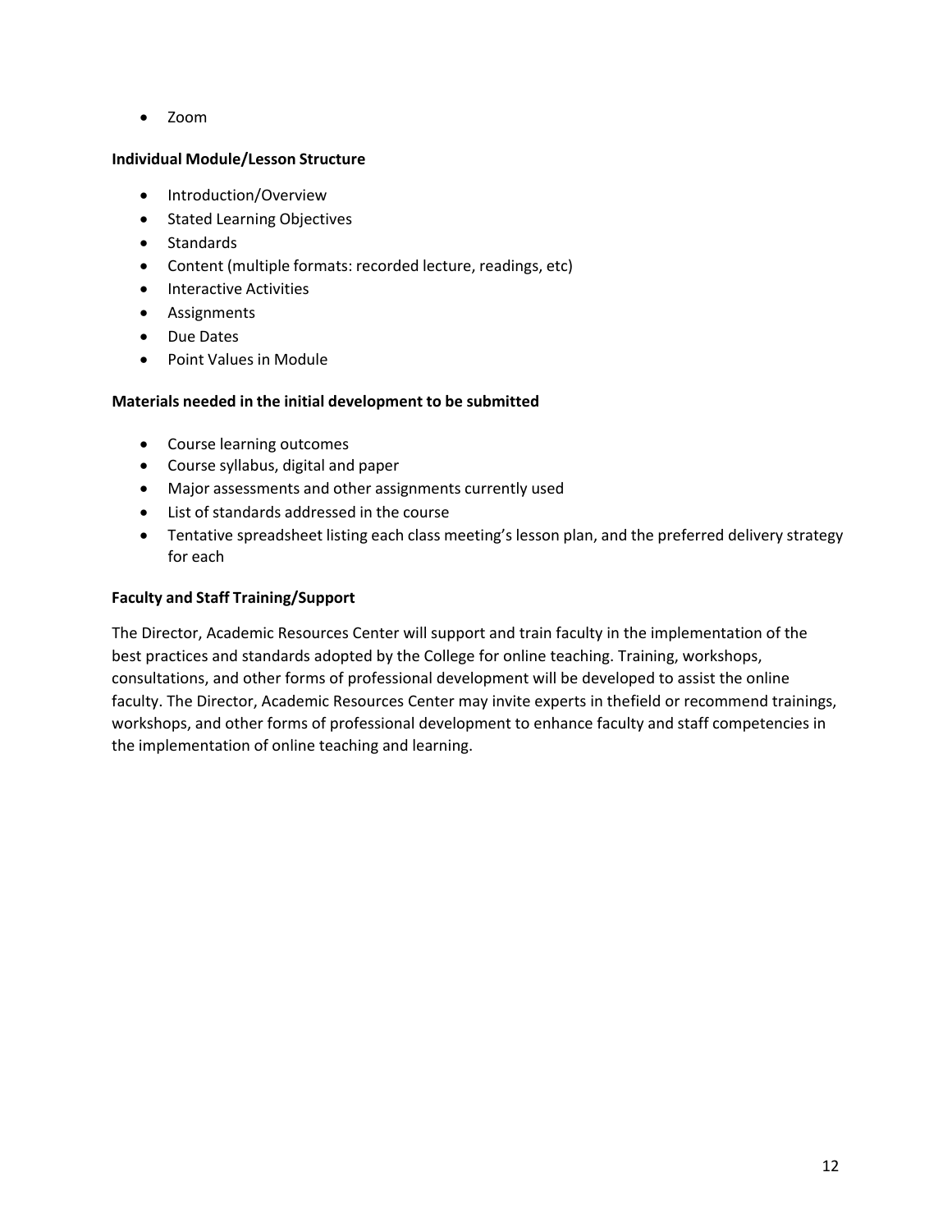- Zoom

**Individual Module/Lesson Structure**

- Introduction/Overview
- Stated Learning Objectives
- Standards
- Content (multiple formats: recorded lecture, readings, etc)
- Interactive Activities
- Assignments
- Due Dates
- Point Values in Module

**Materials needed in the initial development to be submitted**

- Course learning outcomes
- Course syllabus, digital and paper
- Major assessments and other assignments currently used
- List of standards addressed in the course
- Tentative spreadsheet listing each class meeting's lesson plan, and the preferred delivery strategy for each

**Faculty and Staff Training/Support**

The Director, Academic Resources Center will support and train faculty in the implementation of the best practices and standards adopted by the College for online teaching. Training, workshops, consultations, and other forms of professional development will be developed to assist the online faculty. The Director, Academic Resources Center may invite experts in thefield or recommend trainings, workshops, and other forms of professional development to enhance faculty and staff competencies in the implementation of online teaching and learning.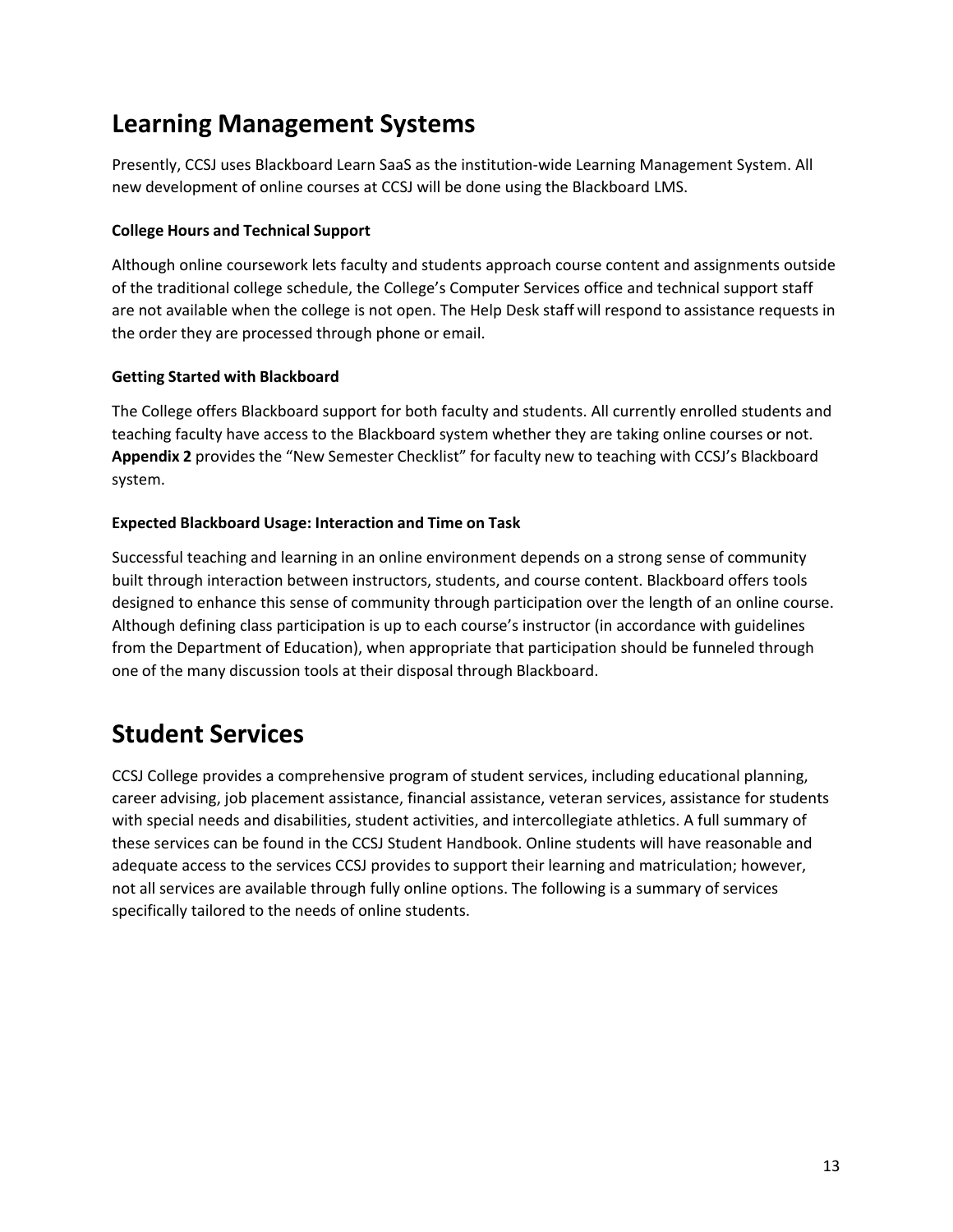# Learning Management Systems

Presently, CCSJ uses Blackboard Learn SaaS as the institution-wide Learning Management System. All new development of online courses at CCSJ will be done using the Blackboard LMS.

### College Hours and Technical Support

Although online coursework lets faculty and students approach course content and assignments outside of the traditional college schedule, the College's Computer Services office and technical support staff are not available when the college is not open. The Help Desk staff will respond to assistance requests in the order they are processed through phone or email.

### Getting Started with Blackboard

The College offers Blackboard support for both faculty and students. All currently enrolled students and teaching faculty have access to the Blackboard system whether they are taking online courses or not. **Appendix 2** provides the "New Semester Checklist" for faculty new to teaching with CCSJ's Blackboard system.

### Expected Blackboard Usage: Interaction and Time on Task

Successful teaching and learning in an online environment depends on a strong sense of community built through interaction between instructors, students, and course content. Blackboard offers tools designed to enhance this sense of community through participation over the length of an online course. Although defining class participation is up to each course's instructor (in accordance with guidelines from the Department of Education), when appropriate that participation should be funneled through one of the many discussion tools at their disposal through Blackboard.

# Student Services

CCSJ College provides a comprehensive program of student services, including educational planning, career advising, job placement assistance, financial assistance, veteran services, assistance for students with special needs and disabilities, student activities, and intercollegiate athletics. A full summary of these services can be found in the CCSJ Student Handbook. Online students will have reasonable and adequate access to the services CCSJ provides to support their learning and matriculation; however, not all services are available through fully online options. The following is a summary of services specifically tailored to the needs of online students.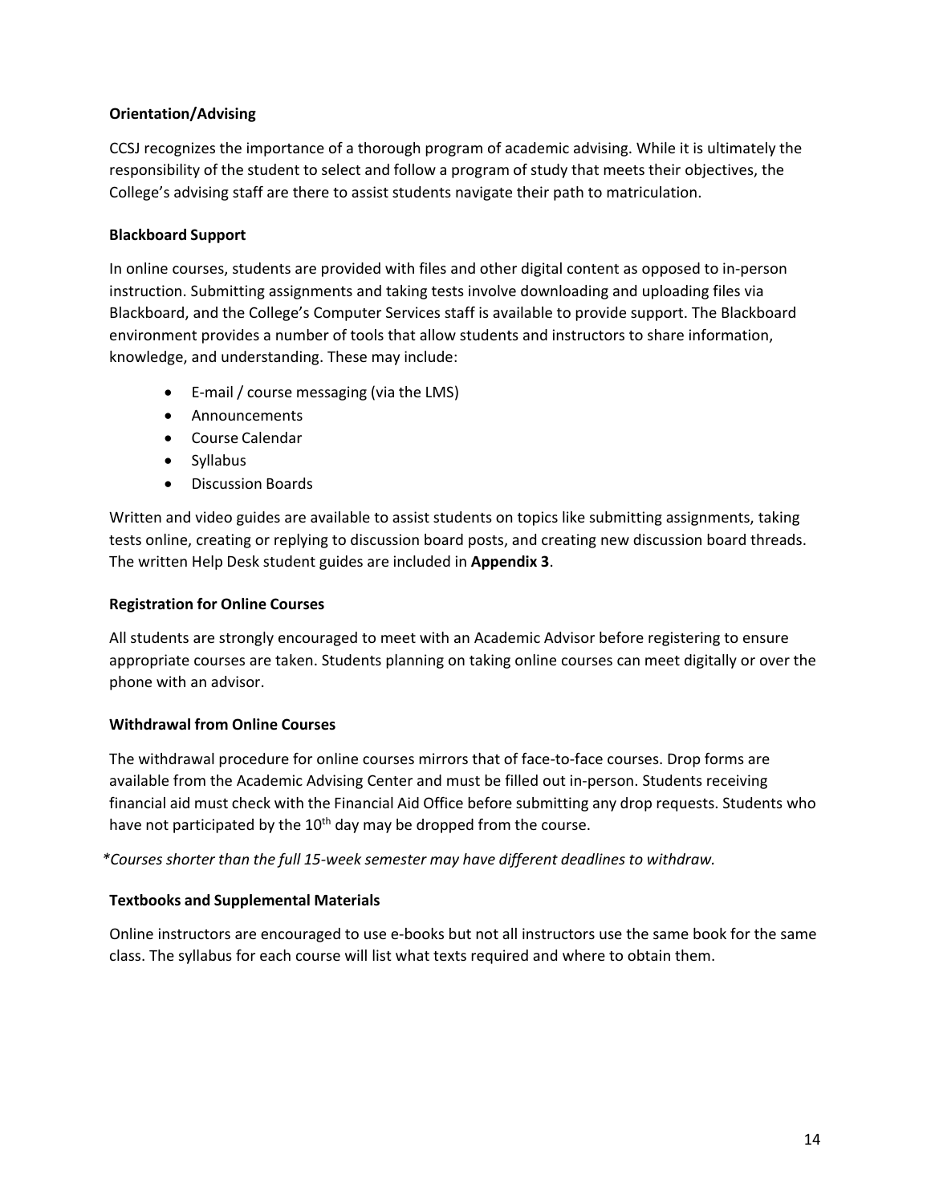**Orientation/Advising**

CCSJ recognizes the importance of a thorough program of academic advising. While it is ultimately the responsibility of the student to select and follow a program of study that meets their objectives, the College's advising staff are there to assist students navigate their path to matriculation.

**Blackboard Support**

In online courses, students are provided with files and other digital content as opposed to in-person instruction. Submitting assignments and taking tests involve downloading and uploading files via Blackboard, and the College's Computer Services staff is available to provide support. The Blackboard environment provides a number of tools that allow students and instructors to share information, knowledge, and understanding. These may include:

- E-mail / course messaging (via the LMS)
- Announcements
- Course Calendar
- Syllabus
- Discussion Boards

Written and video guides are available to assist students on topics like submitting assignments, taking tests online, creating or replying to discussion board posts, and creating new discussion board threads. The written Help Desk student guides are included in **Appendix 3**.

**Registration for Online Courses**

All students are strongly encouraged to meet with an Academic Advisor before registering to ensure appropriate courses are taken. Students planning on taking online courses can meet digitally or over the phone with an advisor.

**Withdrawal from Online Courses**

The withdrawal procedure for online courses mirrors that of face-to-face courses. Drop forms are available from the Academic Advising Center and must be filled out in-person. Students receiving financial aid must check with the Financial Aid Office before submitting any drop requests. Students who have not participated by the 10th day may be dropped from the course.

*\*Courses shorter than the full 15-week semester may have different deadlines to withdraw.*

**Textbooks and Supplemental Materials**

Online instructors are encouraged to use e-books but not all instructors use the same book for the same class. The syllabus for each course will list what texts required and where to obtain them.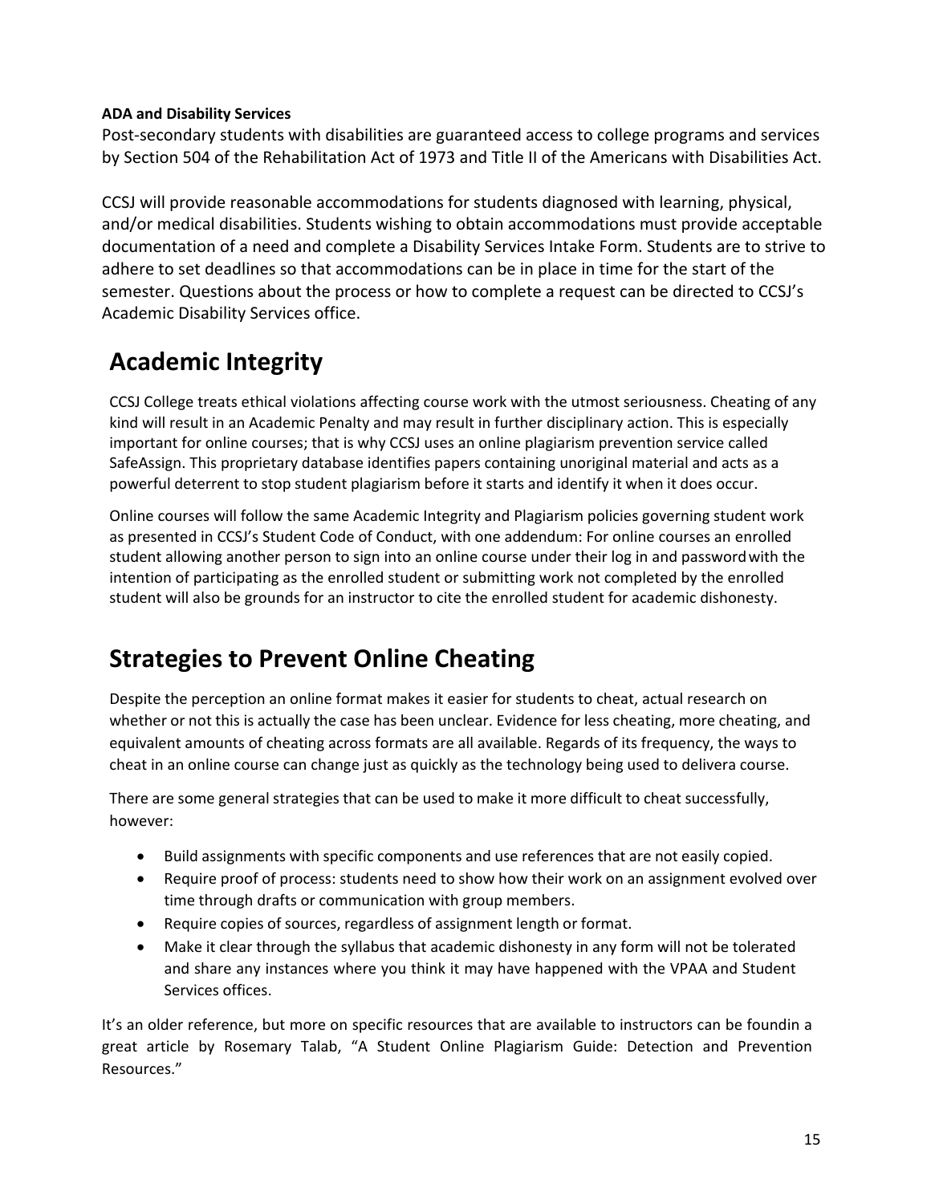**ADA and Disability Services**

Post-secondary students with disabilities are guaranteed access to college programs and services by Section 504 of the Rehabilitation Act of 1973 and Title II of the Americans with Disabilities Act.

CCSJ will provide reasonable accommodations for students diagnosed with learning, physical, and/or medical disabilities. Students wishing to obtain accommodations must provide acceptable documentation of a need and complete a Disability Services Intake Form. Students are to strive to adhere to set deadlines so that accommodations can be in place in time for the start of the semester. Questions about the process or how to complete a request can be directed to CCSJ's Academic Disability Services office.

# Academic Integrity

CCSJ College treats ethical violations affecting course work with the utmost seriousness. Cheating of any kind will result in an Academic Penalty and may result in further disciplinary action. This is especially important for online courses; that is why CCSJ uses an online plagiarism prevention service called SafeAssign. This proprietary database identifies papers containing unoriginal material and acts as a powerful deterrent to stop student plagiarism before it starts and identify it when it does occur.

Online courses will follow the same Academic Integrity and Plagiarism policies governing student work as presented in CCSJ's Student Code of Conduct, with one addendum: For online courses an enrolled student allowing another person to sign into an online course under their log in and password with the intention of participating as the enrolled student or submitting work not completed by the enrolled student will also be grounds for an instructor to cite the enrolled student for academic dishonesty.

# Strategies to Prevent Online Cheating

Despite the perception an online format makes it easier for students to cheat, actual research on whether or not this is actually the case has been unclear. Evidence for less cheating, more cheating, and equivalent amounts of cheating across formats are all available. Regards of its frequency, the ways to cheat in an online course can change just as quickly as the technology being used to delivera course.

There are some general strategies that can be used to make it more difficult to cheat successfully, however:

- Build assignments with specific components and use references that are not easily copied.
- Require proof of process: students need to show how their work on an assignment evolved over time through drafts or communication with group members.
- Require copies of sources, regardless of assignment length or format.
- Make it clear through the syllabus that academic dishonesty in any form will not be tolerated and share any instances where you think it may have happened with the VPAA and Student Services offices.

It's an older reference, but more on specific resources that are available to instructors can be foundin a great article by Rosemary Talab, "A Student Online Plagiarism Guide: Detection and Prevention Resources."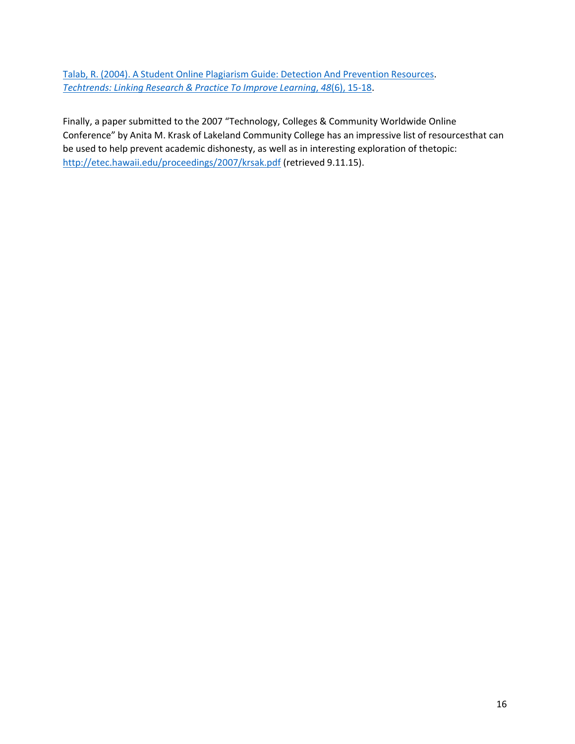[Talab, R. (2004). A Student Online Plagiarism Guide: Detection And Prevention Resources](). *[Techtrends: Linking Research & Practice To Improve Learning, 48](6), 15-18]()*.

Finally, a paper submitted to the 2007 “Technology, Colleges & Community Worldwide Online Conference” by Anita M. Krask of Lakeland Community College has an impressive list of resourcesthat can be used to help prevent academic dishonesty, as well as in interesting exploration of thetopic: http://etec.hawaii.edu/proceedings/2007/krsak.pdf (retrieved 9.11.15).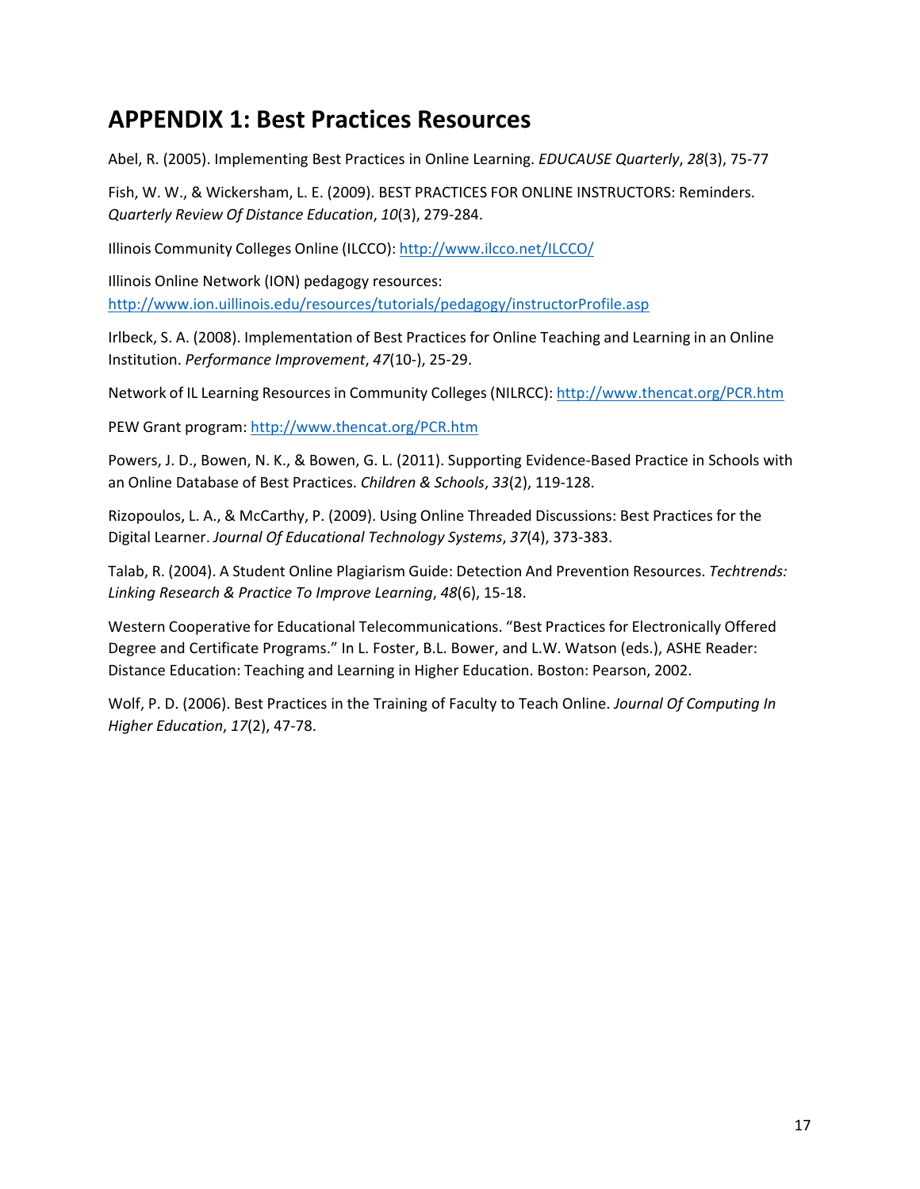## APPENDIX 1: Best Practices Resources

Abel, R. (2005). Implementing Best Practices in Online Learning. *EDUCAUSE Quarterly*, *28*(3), 75-77

Fish, W. W., & Wickersham, L. E. (2009). BEST PRACTICES FOR ONLINE INSTRUCTORS: Reminders. *Quarterly Review Of Distance Education*, *10*(3), 279-284.

Illinois Community Colleges Online (ILCCO): http://www.ilcco.net/ILCCO/

Illinois Online Network (ION) pedagogy resources: http://www.ion.uillinois.edu/resources/tutorials/pedagogy/instructorProfile.asp

Irlbeck, S. A. (2008). Implementation of Best Practices for Online Teaching and Learning in an Online Institution. *Performance Improvement*, *47*(10-), 25-29.

Network of IL Learning Resources in Community Colleges (NILRCC): http://www.thencat.org/PCR.htm

PEW Grant program: http://www.thencat.org/PCR.htm

Powers, J. D., Bowen, N. K., & Bowen, G. L. (2011). Supporting Evidence-Based Practice in Schools with an Online Database of Best Practices. *Children & Schools*, *33*(2), 119-128.

Rizopoulos, L. A., & McCarthy, P. (2009). Using Online Threaded Discussions: Best Practices for the Digital Learner. *Journal Of Educational Technology Systems*, *37*(4), 373-383.

Talab, R. (2004). A Student Online Plagiarism Guide: Detection And Prevention Resources. *Techtrends: Linking Research & Practice To Improve Learning*, *48*(6), 15-18.

Western Cooperative for Educational Telecommunications. "Best Practices for Electronically Offered Degree and Certificate Programs." In L. Foster, B.L. Bower, and L.W. Watson (eds.), ASHE Reader: Distance Education: Teaching and Learning in Higher Education. Boston: Pearson, 2002.

Wolf, P. D. (2006). Best Practices in the Training of Faculty to Teach Online. *Journal Of Computing In Higher Education*, *17*(2), 47-78.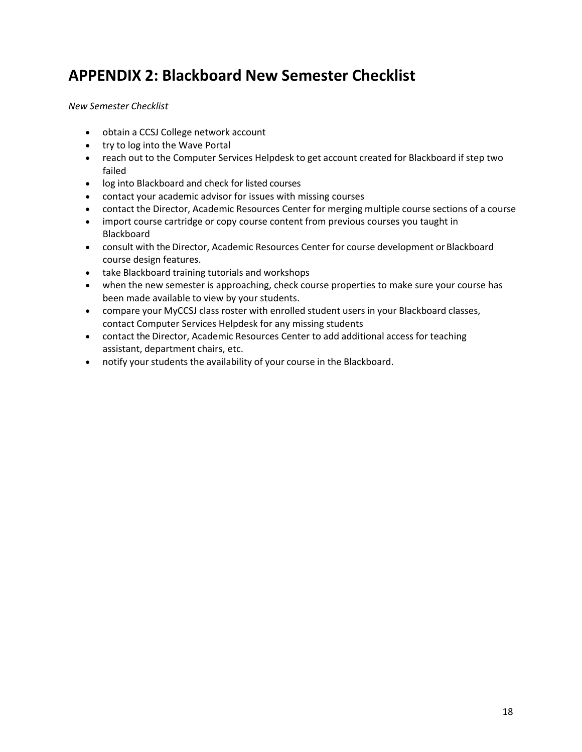# APPENDIX 2: Blackboard New Semester Checklist

*New Semester Checklist*

- obtain a CCSJ College network account
- try to log into the Wave Portal
- reach out to the Computer Services Helpdesk to get account created for Blackboard if step two failed
- log into Blackboard and check for listed courses
- contact your academic advisor for issues with missing courses
- contact the Director, Academic Resources Center for merging multiple course sections of a course
- import course cartridge or copy course content from previous courses you taught in Blackboard
- consult with the Director, Academic Resources Center for course development or Blackboard course design features.
- take Blackboard training tutorials and workshops
- when the new semester is approaching, check course properties to make sure your course has been made available to view by your students.
- compare your MyCCSJ class roster with enrolled student users in your Blackboard classes, contact Computer Services Helpdesk for any missing students
- contact the Director, Academic Resources Center to add additional access for teaching assistant, department chairs, etc.
- notify your students the availability of your course in the Blackboard.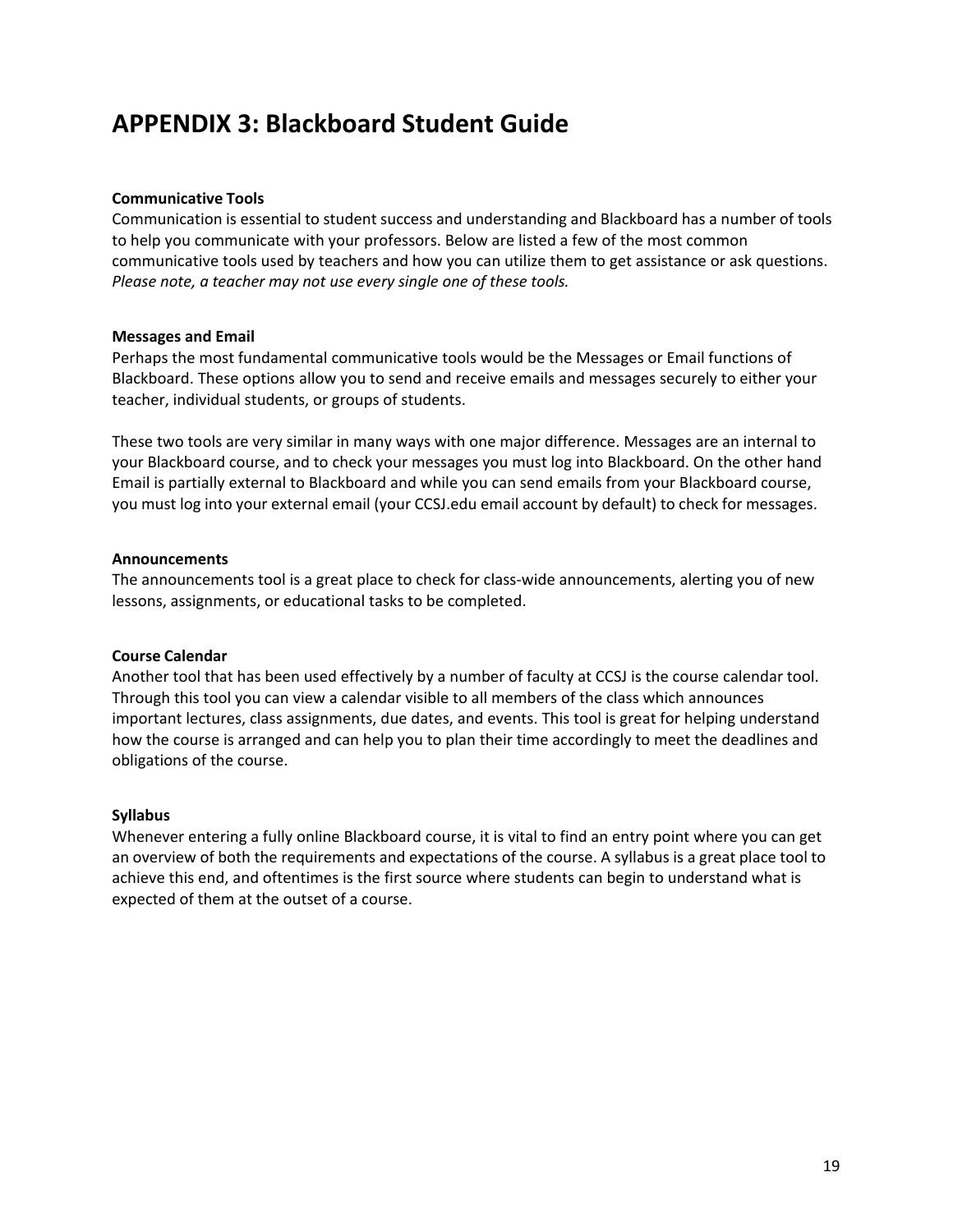# APPENDIX 3: Blackboard Student Guide

**Communicative Tools**
Communication is essential to student success and understanding and Blackboard has a number of tools to help you communicate with your professors. Below are listed a few of the most common communicative tools used by teachers and how you can utilize them to get assistance or ask questions. *Please note, a teacher may not use every single one of these tools.*

**Messages and Email**
Perhaps the most fundamental communicative tools would be the Messages or Email functions of Blackboard. These options allow you to send and receive emails and messages securely to either your teacher, individual students, or groups of students.

These two tools are very similar in many ways with one major difference. Messages are an internal to your Blackboard course, and to check your messages you must log into Blackboard. On the other hand Email is partially external to Blackboard and while you can send emails from your Blackboard course, you must log into your external email (your CCSJ.edu email account by default) to check for messages.

**Announcements**
The announcements tool is a great place to check for class-wide announcements, alerting you of new lessons, assignments, or educational tasks to be completed.

**Course Calendar**
Another tool that has been used effectively by a number of faculty at CCSJ is the course calendar tool. Through this tool you can view a calendar visible to all members of the class which announces important lectures, class assignments, due dates, and events. This tool is great for helping understand how the course is arranged and can help you to plan their time accordingly to meet the deadlines and obligations of the course.

**Syllabus**
Whenever entering a fully online Blackboard course, it is vital to find an entry point where you can get an overview of both the requirements and expectations of the course. A syllabus is a great place tool to achieve this end, and oftentimes is the first source where students can begin to understand what is expected of them at the outset of a course.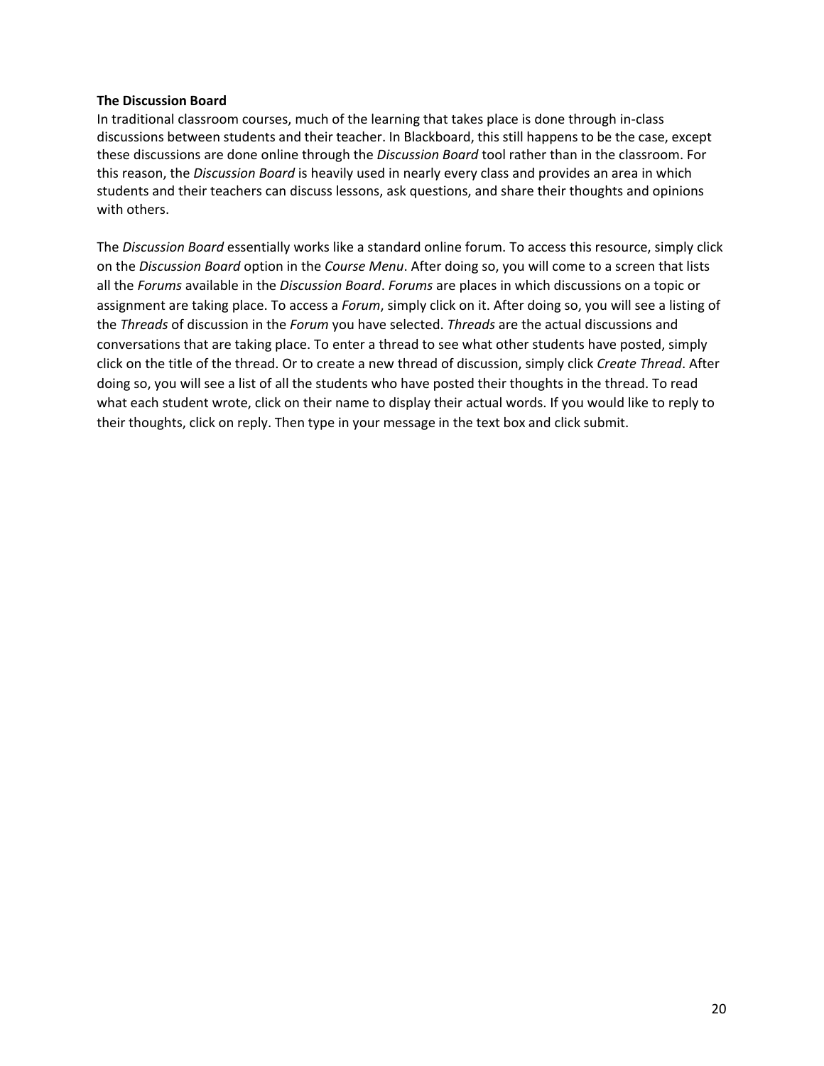**The Discussion Board**

In traditional classroom courses, much of the learning that takes place is done through in-class discussions between students and their teacher. In Blackboard, this still happens to be the case, except these discussions are done online through the *Discussion Board* tool rather than in the classroom. For this reason, the *Discussion Board* is heavily used in nearly every class and provides an area in which students and their teachers can discuss lessons, ask questions, and share their thoughts and opinions with others.

The *Discussion Board* essentially works like a standard online forum. To access this resource, simply click on the *Discussion Board* option in the *Course Menu*. After doing so, you will come to a screen that lists all the *Forums* available in the *Discussion Board*. *Forums* are places in which discussions on a topic or assignment are taking place. To access a *Forum*, simply click on it. After doing so, you will see a listing of the *Threads* of discussion in the *Forum* you have selected. *Threads* are the actual discussions and conversations that are taking place. To enter a thread to see what other students have posted, simply click on the title of the thread. Or to create a new thread of discussion, simply click *Create Thread*. After doing so, you will see a list of all the students who have posted their thoughts in the thread. To read what each student wrote, click on their name to display their actual words. If you would like to reply to their thoughts, click on reply. Then type in your message in the text box and click submit.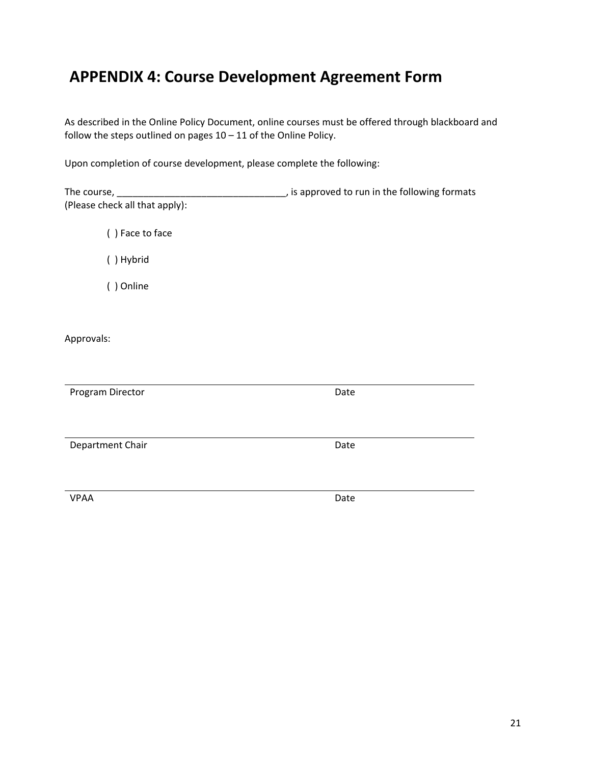# APPENDIX 4: Course Development Agreement Form

As described in the Online Policy Document, online courses must be offered through blackboard and follow the steps outlined on pages 10 – 11 of the Online Policy.

Upon completion of course development, please complete the following:

The course, ________________________________, is approved to run in the following formats (Please check all that apply):

( ) Face to face

( ) Hybrid

( ) Online

Approvals:

______________________________________________________________

Program Director                                        Date

______________________________________________________________

Department Chair                                        Date

______________________________________________________________

VPAA                                        Date